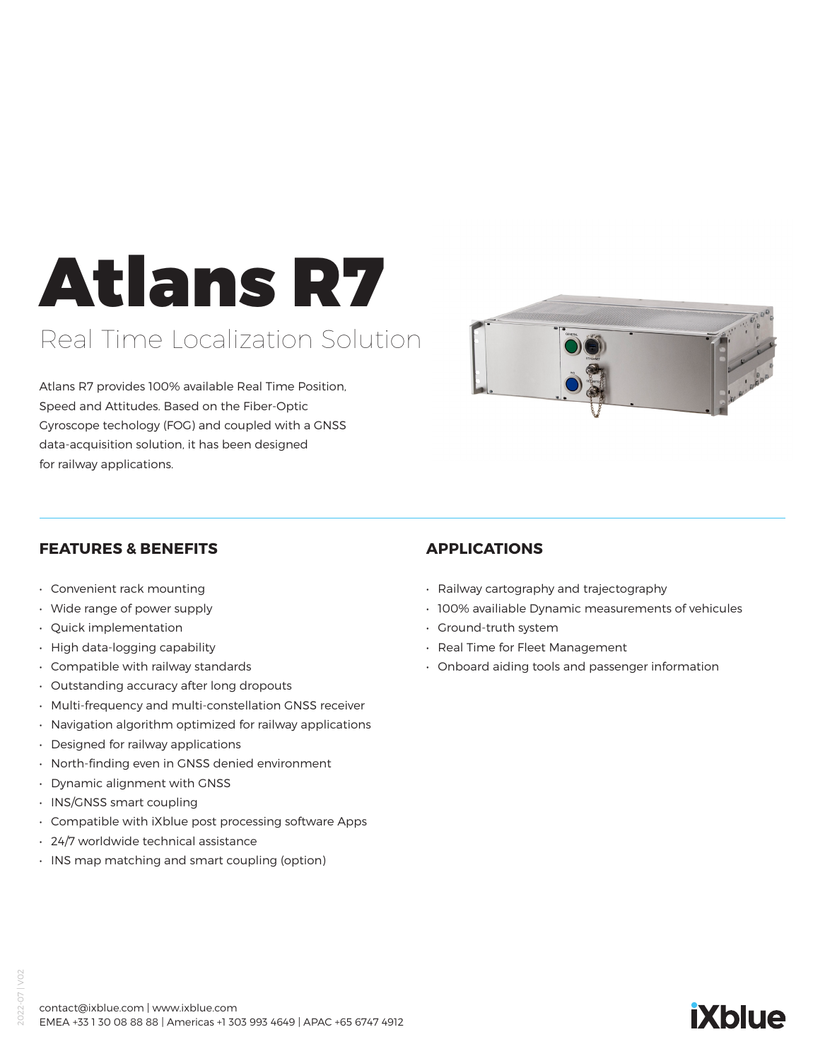# Atlans R7

## Real Time Localization Solution

Atlans R7 provides 100% available Real Time Position, Speed and Attitudes. Based on the Fiber-Optic Gyroscope techology (FOG) and coupled with a GNSS data-acquisition solution, it has been designed for railway applications.

### FEATURES & BENEFITS

- Convenient rack mounting
- Wide range of power supply
- Quick implementation
- High data-logging capability
- Compatible with railway standards
- Outstanding accuracy after long dropouts
- Multi-frequency and multi-constellation GNSS receiver
- Navigation algorithm optimized for railway applications
- Designed for railway applications
- North-finding even in GNSS denied environment
- Dynamic alignment with GNSS
- INS/GNSS smart coupling
- Compatible with iXblue post processing software Apps
- 24/7 worldwide technical assistance
- INS map matching and smart coupling (option)

### APPLICATIONS

- Railway cartography and trajectography
- 100% availiable Dynamic measurements of vehicules
- Ground-truth system
- Real Time for Fleet Management
- Onboard aiding tools and passenger information

contact@ixblue.com | www.ixblue.com
EMEA +33 1 30 08 88 88 | Americas +1 303 993 4649 | APAC +65 6747 4912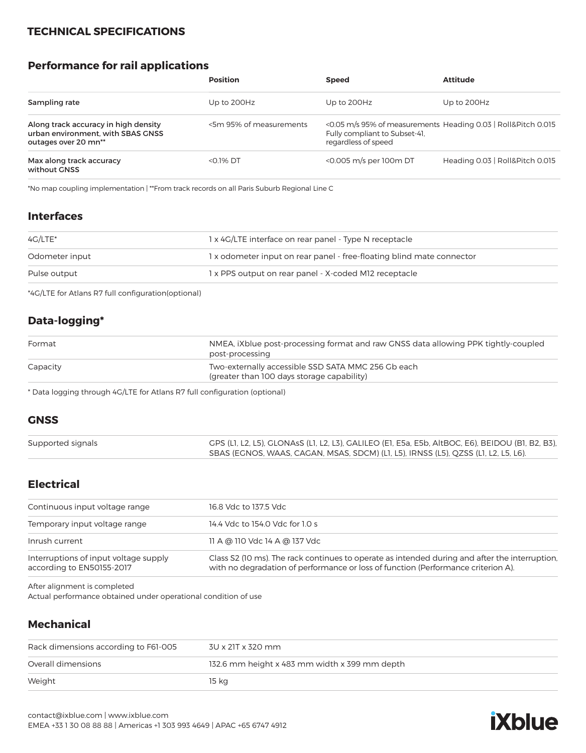## TECHNICAL SPECIFICATIONS

### Performance for rail applications

| | Position | Speed | Attitude |
|---|---|---|---|
| Sampling rate | Up to 200Hz | Up to 200Hz | Up to 200Hz |
| Along track accuracy in high density urban environment, with SBAS GNSS outages over 20 mn** | <5m 95% of measurements | <0.05 m/s 95% of measurements Fully compliant to Subset-41, regardless of speed | Heading 0.03 \| Roll&Pitch 0.015 |
| Max along track accuracy without GNSS | <0.1% DT | <0.005 m/s per 100m DT | Heading 0.03 \| Roll&Pitch 0.015 |

*No map coupling implementation | **From track records on all Paris Suburb Regional Line C

### Interfaces

| | |
|---|---|
| 4G/LTE* | 1 x 4G/LTE interface on rear panel - Type N receptacle |
| Odometer input | 1 x odometer input on rear panel - free-floating blind mate connector |
| Pulse output | 1 x PPS output on rear panel - X-coded M12 receptacle |

*4G/LTE for Atlans R7 full configuration(optional)

### Data-logging*

| | |
|---|---|
| Format | NMEA, iXblue post-processing format and raw GNSS data allowing PPK tightly-coupled post-processing |
| Capacity | Two-externally accessible SSD SATA MMC 256 Gb each (greater than 100 days storage capability) |

* Data logging through 4G/LTE for Atlans R7 full configuration (optional)

### GNSS

| | |
|---|---|
| Supported signals | GPS (L1, L2, L5), GLONAsS (L1, L2, L3), GALILEO (E1, E5a, E5b, AltBOC, E6), BEIDOU (B1, B2, B3), SBAS (EGNOS, WAAS, CAGAN, MSAS, SDCM) (L1, L5), IRNSS (L5), QZSS (L1, L2, L5, L6). |

### Electrical

| | |
|---|---|
| Continuous input voltage range | 16.8 Vdc to 137.5 Vdc |
| Temporary input voltage range | 14.4 Vdc to 154.0 Vdc for 1.0 s |
| Inrush current | 11 A @ 110 Vdc 14 A @ 137 Vdc |
| Interruptions of input voltage supply according to EN50155-2017 | Class S2 (10 ms). The rack continues to operate as intended during and after the interruption, with no degradation of performance or loss of function (Performance criterion A). |

After alignment is completed
Actual performance obtained under operational condition of use

### Mechanical

| | |
|---|---|
| Rack dimensions according to F61-005 | 3U x 21T x 320 mm |
| Overall dimensions | 132.6 mm height x 483 mm width x 399 mm depth |
| Weight | 15 kg |

contact@ixblue.com | www.ixblue.com
EMEA +33 1 30 08 88 88 | Americas +1 303 993 4649 | APAC +65 6747 4912

iXblue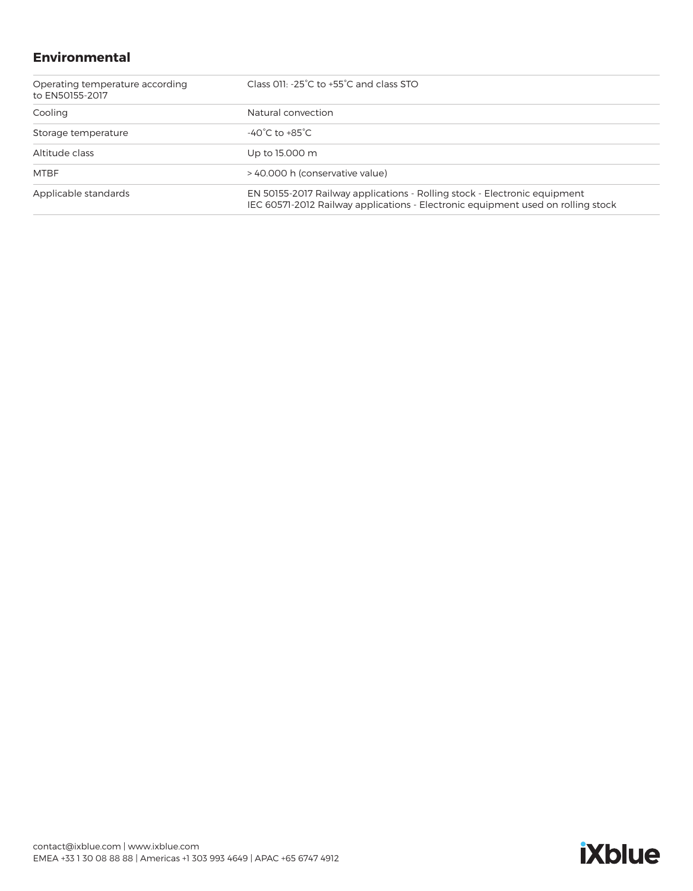## Environmental

| | |
|---|---|
| Operating temperature according to EN50155-2017 | Class 011: -25˚C to +55˚C and class STO |
| Cooling | Natural convection |
| Storage temperature | -40˚C to +85˚C |
| Altitude class | Up to 15.000 m |
| MTBF | > 40.000 h (conservative value) |
| Applicable standards | EN 50155-2017 Railway applications - Rolling stock - Electronic equipment<br>IEC 60571-2012 Railway applications - Electronic equipment used on rolling stock |

contact@ixblue.com | www.ixblue.com
EMEA +33 1 30 08 88 88 | Americas +1 303 993 4649 | APAC +65 6747 4912

iXblue